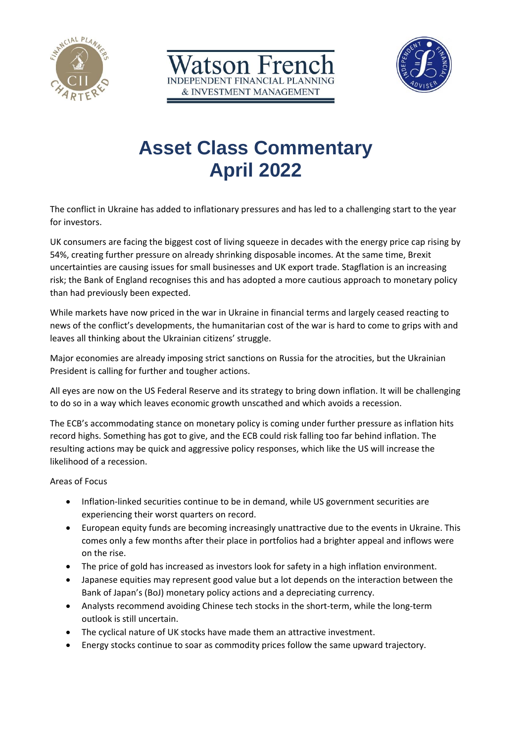# Asset Class Commentary
# April 2022

The conflict in Ukraine has added to inflationary pressures and has led to a challenging start to the year for investors.

UK consumers are facing the biggest cost of living squeeze in decades with the energy price cap rising by 54%, creating further pressure on already shrinking disposable incomes. At the same time, Brexit uncertainties are causing issues for small businesses and UK export trade. Stagflation is an increasing risk; the Bank of England recognises this and has adopted a more cautious approach to monetary policy than had previously been expected.

While markets have now priced in the war in Ukraine in financial terms and largely ceased reacting to news of the conflict's developments, the humanitarian cost of the war is hard to come to grips with and leaves all thinking about the Ukrainian citizens' struggle.

Major economies are already imposing strict sanctions on Russia for the atrocities, but the Ukrainian President is calling for further and tougher actions.

All eyes are now on the US Federal Reserve and its strategy to bring down inflation. It will be challenging to do so in a way which leaves economic growth unscathed and which avoids a recession.

The ECB's accommodating stance on monetary policy is coming under further pressure as inflation hits record highs. Something has got to give, and the ECB could risk falling too far behind inflation. The resulting actions may be quick and aggressive policy responses, which like the US will increase the likelihood of a recession.

Areas of Focus

- Inflation-linked securities continue to be in demand, while US government securities are experiencing their worst quarters on record.
- European equity funds are becoming increasingly unattractive due to the events in Ukraine. This comes only a few months after their place in portfolios had a brighter appeal and inflows were on the rise.
- The price of gold has increased as investors look for safety in a high inflation environment.
- Japanese equities may represent good value but a lot depends on the interaction between the Bank of Japan's (BoJ) monetary policy actions and a depreciating currency.
- Analysts recommend avoiding Chinese tech stocks in the short-term, while the long-term outlook is still uncertain.
- The cyclical nature of UK stocks have made them an attractive investment.
- Energy stocks continue to soar as commodity prices follow the same upward trajectory.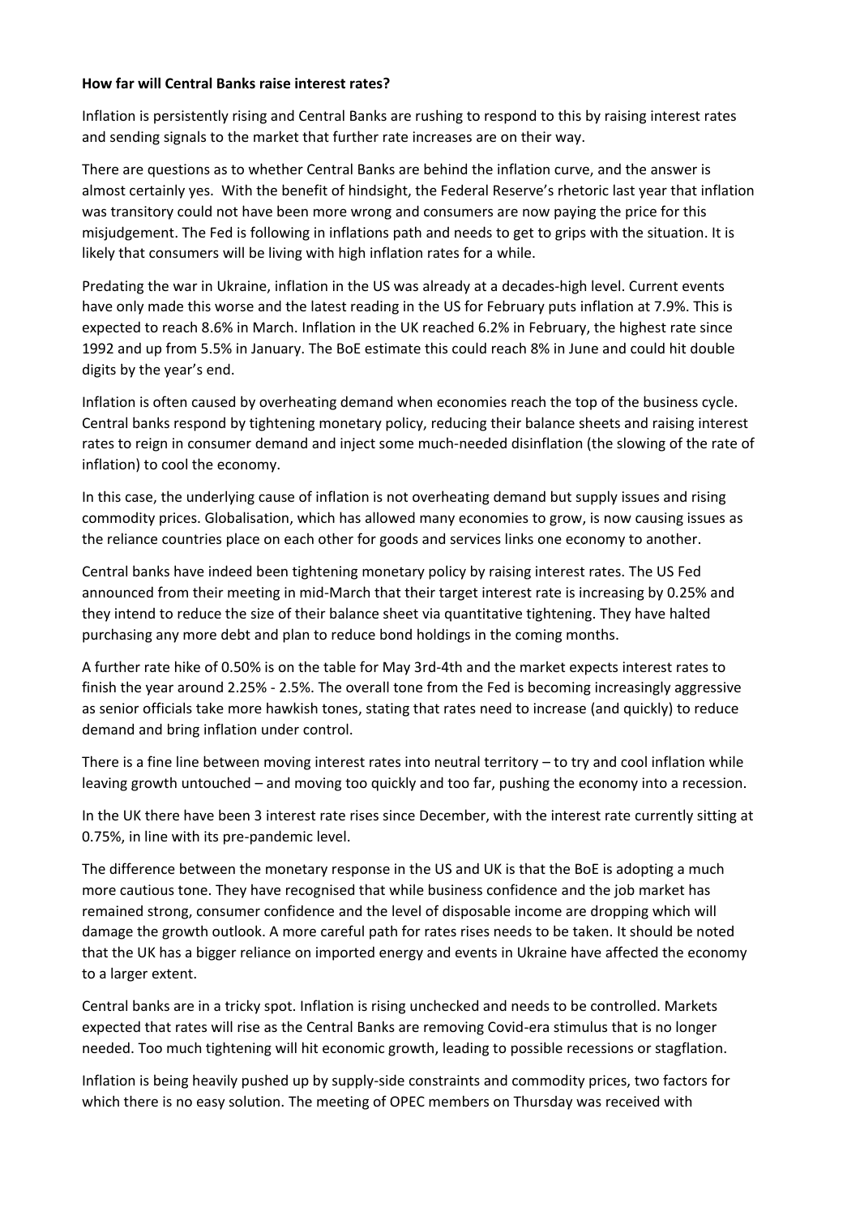**How far will Central Banks raise interest rates?**

Inflation is persistently rising and Central Banks are rushing to respond to this by raising interest rates and sending signals to the market that further rate increases are on their way.

There are questions as to whether Central Banks are behind the inflation curve, and the answer is almost certainly yes. With the benefit of hindsight, the Federal Reserve's rhetoric last year that inflation was transitory could not have been more wrong and consumers are now paying the price for this misjudgement. The Fed is following in inflations path and needs to get to grips with the situation. It is likely that consumers will be living with high inflation rates for a while.

Predating the war in Ukraine, inflation in the US was already at a decades-high level. Current events have only made this worse and the latest reading in the US for February puts inflation at 7.9%. This is expected to reach 8.6% in March. Inflation in the UK reached 6.2% in February, the highest rate since 1992 and up from 5.5% in January. The BoE estimate this could reach 8% in June and could hit double digits by the year's end.

Inflation is often caused by overheating demand when economies reach the top of the business cycle. Central banks respond by tightening monetary policy, reducing their balance sheets and raising interest rates to reign in consumer demand and inject some much-needed disinflation (the slowing of the rate of inflation) to cool the economy.

In this case, the underlying cause of inflation is not overheating demand but supply issues and rising commodity prices. Globalisation, which has allowed many economies to grow, is now causing issues as the reliance countries place on each other for goods and services links one economy to another.

Central banks have indeed been tightening monetary policy by raising interest rates. The US Fed announced from their meeting in mid-March that their target interest rate is increasing by 0.25% and they intend to reduce the size of their balance sheet via quantitative tightening. They have halted purchasing any more debt and plan to reduce bond holdings in the coming months.

A further rate hike of 0.50% is on the table for May 3rd-4th and the market expects interest rates to finish the year around 2.25% - 2.5%. The overall tone from the Fed is becoming increasingly aggressive as senior officials take more hawkish tones, stating that rates need to increase (and quickly) to reduce demand and bring inflation under control.

There is a fine line between moving interest rates into neutral territory – to try and cool inflation while leaving growth untouched – and moving too quickly and too far, pushing the economy into a recession.

In the UK there have been 3 interest rate rises since December, with the interest rate currently sitting at 0.75%, in line with its pre-pandemic level.

The difference between the monetary response in the US and UK is that the BoE is adopting a much more cautious tone. They have recognised that while business confidence and the job market has remained strong, consumer confidence and the level of disposable income are dropping which will damage the growth outlook. A more careful path for rates rises needs to be taken. It should be noted that the UK has a bigger reliance on imported energy and events in Ukraine have affected the economy to a larger extent.

Central banks are in a tricky spot. Inflation is rising unchecked and needs to be controlled. Markets expected that rates will rise as the Central Banks are removing Covid-era stimulus that is no longer needed. Too much tightening will hit economic growth, leading to possible recessions or stagflation.

Inflation is being heavily pushed up by supply-side constraints and commodity prices, two factors for which there is no easy solution. The meeting of OPEC members on Thursday was received with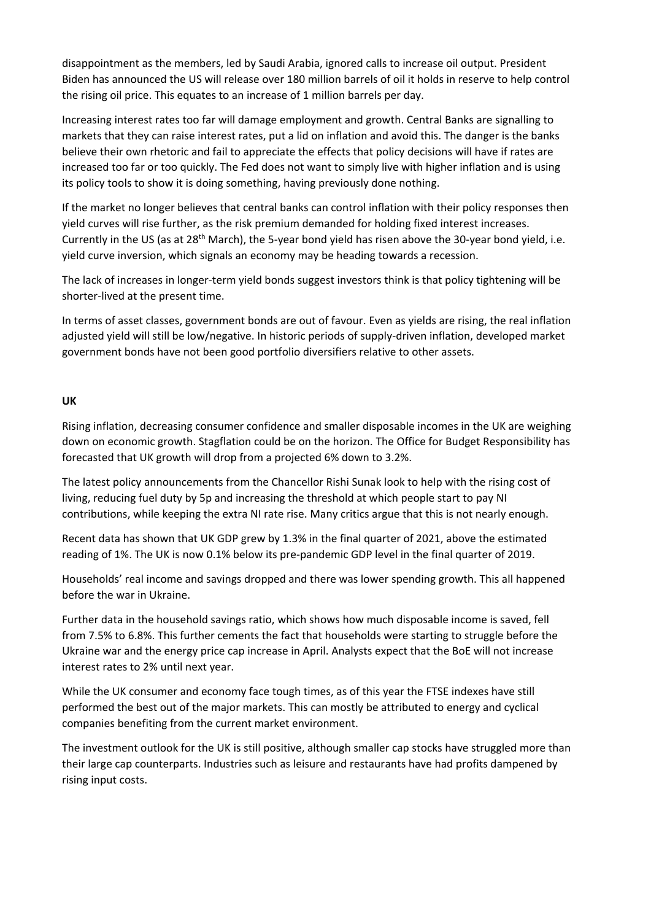disappointment as the members, led by Saudi Arabia, ignored calls to increase oil output. President Biden has announced the US will release over 180 million barrels of oil it holds in reserve to help control the rising oil price. This equates to an increase of 1 million barrels per day.

Increasing interest rates too far will damage employment and growth. Central Banks are signalling to markets that they can raise interest rates, put a lid on inflation and avoid this. The danger is the banks believe their own rhetoric and fail to appreciate the effects that policy decisions will have if rates are increased too far or too quickly. The Fed does not want to simply live with higher inflation and is using its policy tools to show it is doing something, having previously done nothing.

If the market no longer believes that central banks can control inflation with their policy responses then yield curves will rise further, as the risk premium demanded for holding fixed interest increases. Currently in the US (as at 28th March), the 5-year bond yield has risen above the 30-year bond yield, i.e. yield curve inversion, which signals an economy may be heading towards a recession.

The lack of increases in longer-term yield bonds suggest investors think is that policy tightening will be shorter-lived at the present time.

In terms of asset classes, government bonds are out of favour. Even as yields are rising, the real inflation adjusted yield will still be low/negative. In historic periods of supply-driven inflation, developed market government bonds have not been good portfolio diversifiers relative to other assets.

**UK**

Rising inflation, decreasing consumer confidence and smaller disposable incomes in the UK are weighing down on economic growth. Stagflation could be on the horizon. The Office for Budget Responsibility has forecasted that UK growth will drop from a projected 6% down to 3.2%.

The latest policy announcements from the Chancellor Rishi Sunak look to help with the rising cost of living, reducing fuel duty by 5p and increasing the threshold at which people start to pay NI contributions, while keeping the extra NI rate rise. Many critics argue that this is not nearly enough.

Recent data has shown that UK GDP grew by 1.3% in the final quarter of 2021, above the estimated reading of 1%. The UK is now 0.1% below its pre-pandemic GDP level in the final quarter of 2019.

Households' real income and savings dropped and there was lower spending growth. This all happened before the war in Ukraine.

Further data in the household savings ratio, which shows how much disposable income is saved, fell from 7.5% to 6.8%. This further cements the fact that households were starting to struggle before the Ukraine war and the energy price cap increase in April. Analysts expect that the BoE will not increase interest rates to 2% until next year.

While the UK consumer and economy face tough times, as of this year the FTSE indexes have still performed the best out of the major markets. This can mostly be attributed to energy and cyclical companies benefiting from the current market environment.

The investment outlook for the UK is still positive, although smaller cap stocks have struggled more than their large cap counterparts. Industries such as leisure and restaurants have had profits dampened by rising input costs.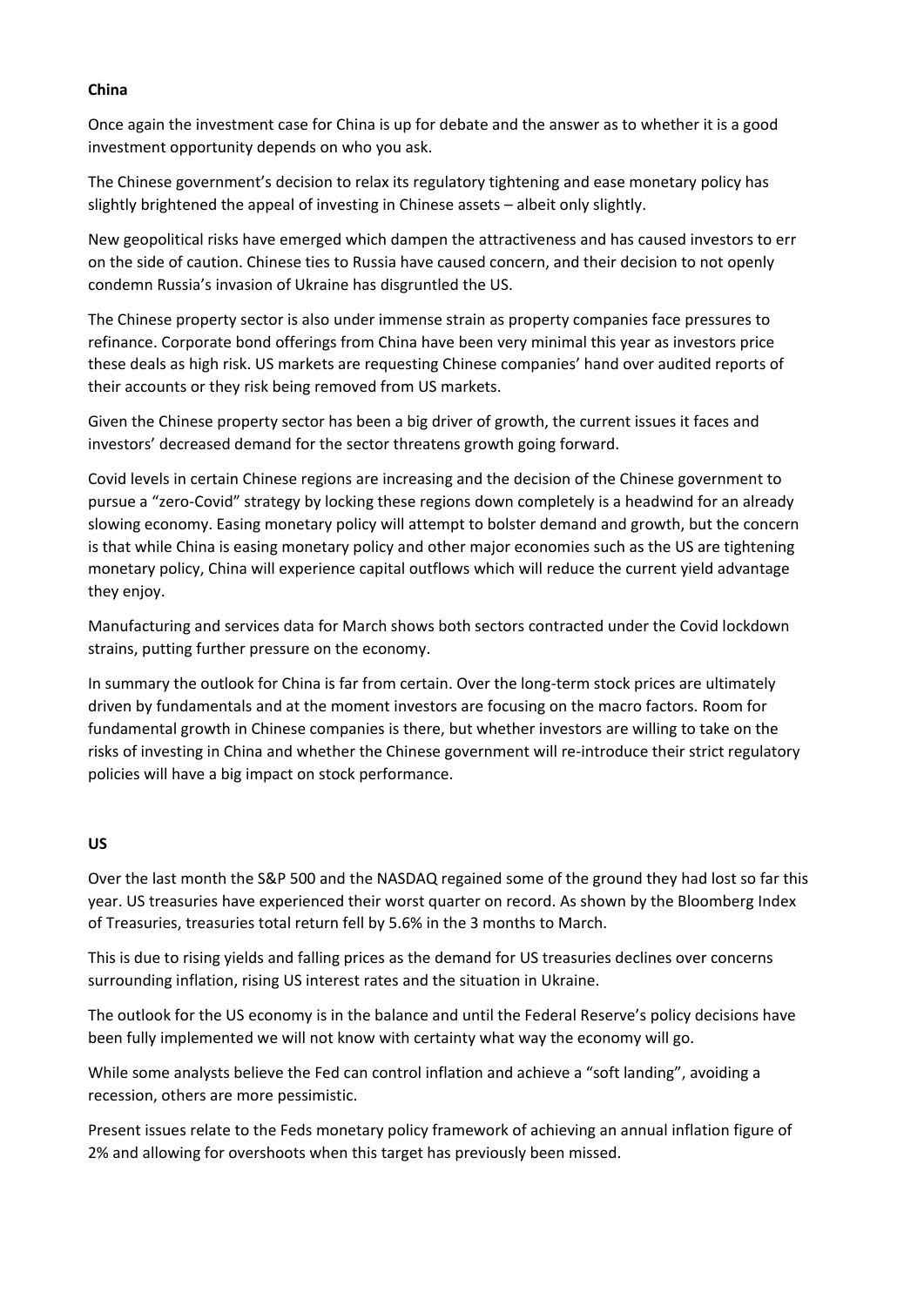**China**

Once again the investment case for China is up for debate and the answer as to whether it is a good investment opportunity depends on who you ask.

The Chinese government's decision to relax its regulatory tightening and ease monetary policy has slightly brightened the appeal of investing in Chinese assets – albeit only slightly.

New geopolitical risks have emerged which dampen the attractiveness and has caused investors to err on the side of caution. Chinese ties to Russia have caused concern, and their decision to not openly condemn Russia's invasion of Ukraine has disgruntled the US.

The Chinese property sector is also under immense strain as property companies face pressures to refinance. Corporate bond offerings from China have been very minimal this year as investors price these deals as high risk. US markets are requesting Chinese companies' hand over audited reports of their accounts or they risk being removed from US markets.

Given the Chinese property sector has been a big driver of growth, the current issues it faces and investors' decreased demand for the sector threatens growth going forward.

Covid levels in certain Chinese regions are increasing and the decision of the Chinese government to pursue a "zero-Covid" strategy by locking these regions down completely is a headwind for an already slowing economy. Easing monetary policy will attempt to bolster demand and growth, but the concern is that while China is easing monetary policy and other major economies such as the US are tightening monetary policy, China will experience capital outflows which will reduce the current yield advantage they enjoy.

Manufacturing and services data for March shows both sectors contracted under the Covid lockdown strains, putting further pressure on the economy.

In summary the outlook for China is far from certain. Over the long-term stock prices are ultimately driven by fundamentals and at the moment investors are focusing on the macro factors. Room for fundamental growth in Chinese companies is there, but whether investors are willing to take on the risks of investing in China and whether the Chinese government will re-introduce their strict regulatory policies will have a big impact on stock performance.

**US**

Over the last month the S&P 500 and the NASDAQ regained some of the ground they had lost so far this year. US treasuries have experienced their worst quarter on record. As shown by the Bloomberg Index of Treasuries, treasuries total return fell by 5.6% in the 3 months to March.

This is due to rising yields and falling prices as the demand for US treasuries declines over concerns surrounding inflation, rising US interest rates and the situation in Ukraine.

The outlook for the US economy is in the balance and until the Federal Reserve's policy decisions have been fully implemented we will not know with certainty what way the economy will go.

While some analysts believe the Fed can control inflation and achieve a "soft landing", avoiding a recession, others are more pessimistic.

Present issues relate to the Feds monetary policy framework of achieving an annual inflation figure of 2% and allowing for overshoots when this target has previously been missed.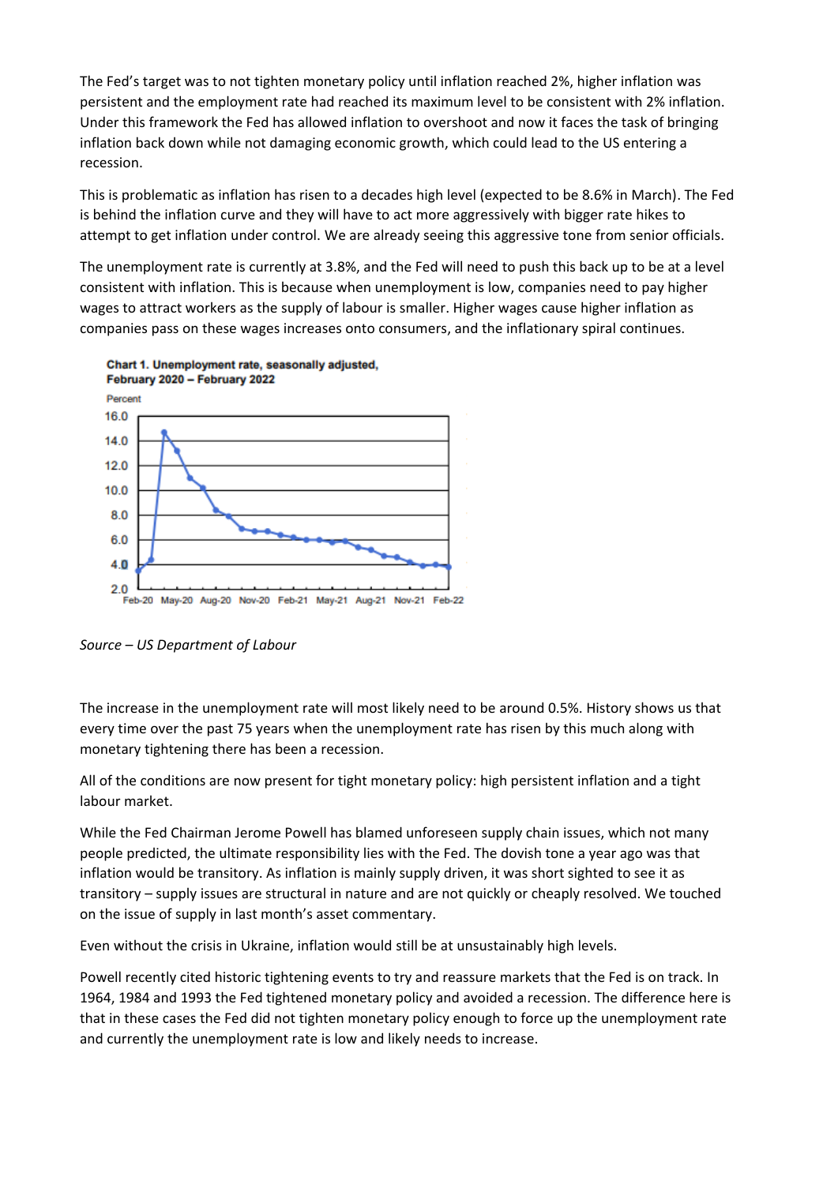The Fed's target was to not tighten monetary policy until inflation reached 2%, higher inflation was persistent and the employment rate had reached its maximum level to be consistent with 2% inflation. Under this framework the Fed has allowed inflation to overshoot and now it faces the task of bringing inflation back down while not damaging economic growth, which could lead to the US entering a recession.

This is problematic as inflation has risen to a decades high level (expected to be 8.6% in March). The Fed is behind the inflation curve and they will have to act more aggressively with bigger rate hikes to attempt to get inflation under control. We are already seeing this aggressive tone from senior officials.

The unemployment rate is currently at 3.8%, and the Fed will need to push this back up to be at a level consistent with inflation. This is because when unemployment is low, companies need to pay higher wages to attract workers as the supply of labour is smaller. Higher wages cause higher inflation as companies pass on these wages increases onto consumers, and the inflationary spiral continues.

**Chart 1. Unemployment rate, seasonally adjusted, February 2020 – February 2022**

*Source – US Department of Labour*

The increase in the unemployment rate will most likely need to be around 0.5%. History shows us that every time over the past 75 years when the unemployment rate has risen by this much along with monetary tightening there has been a recession.

All of the conditions are now present for tight monetary policy: high persistent inflation and a tight labour market.

While the Fed Chairman Jerome Powell has blamed unforeseen supply chain issues, which not many people predicted, the ultimate responsibility lies with the Fed. The dovish tone a year ago was that inflation would be transitory. As inflation is mainly supply driven, it was short sighted to see it as transitory – supply issues are structural in nature and are not quickly or cheaply resolved. We touched on the issue of supply in last month's asset commentary.

Even without the crisis in Ukraine, inflation would still be at unsustainably high levels.

Powell recently cited historic tightening events to try and reassure markets that the Fed is on track. In 1964, 1984 and 1993 the Fed tightened monetary policy and avoided a recession. The difference here is that in these cases the Fed did not tighten monetary policy enough to force up the unemployment rate and currently the unemployment rate is low and likely needs to increase.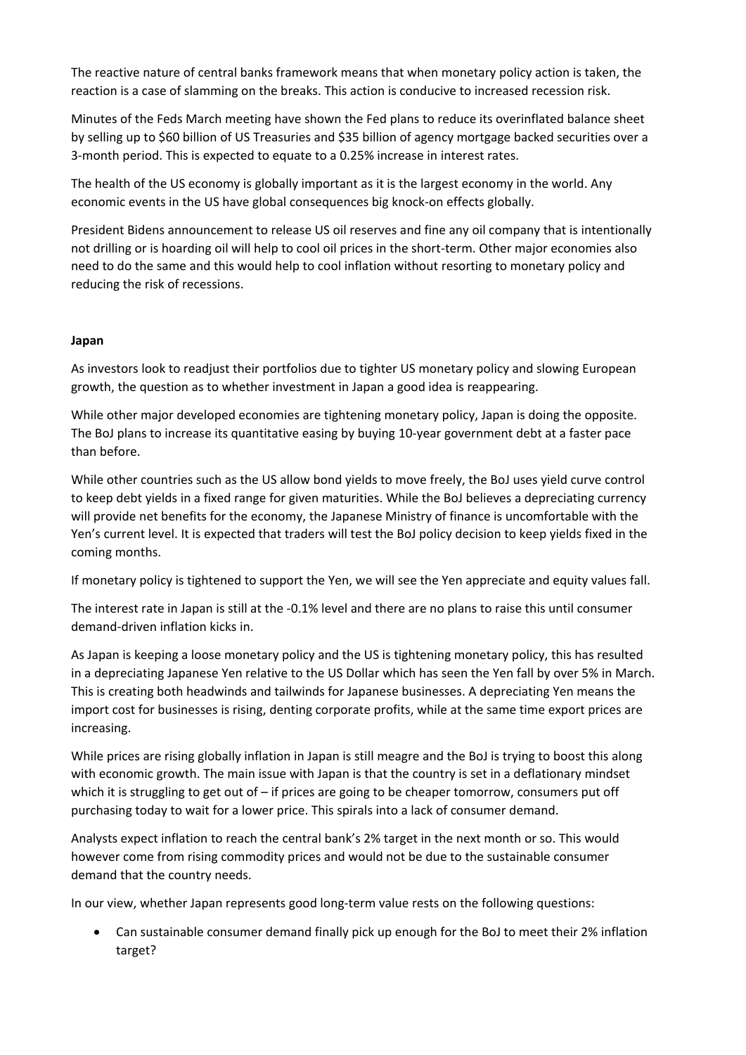The reactive nature of central banks framework means that when monetary policy action is taken, the reaction is a case of slamming on the breaks. This action is conducive to increased recession risk.

Minutes of the Feds March meeting have shown the Fed plans to reduce its overinflated balance sheet by selling up to $60 billion of US Treasuries and $35 billion of agency mortgage backed securities over a 3-month period. This is expected to equate to a 0.25% increase in interest rates.

The health of the US economy is globally important as it is the largest economy in the world. Any economic events in the US have global consequences big knock-on effects globally.

President Bidens announcement to release US oil reserves and fine any oil company that is intentionally not drilling or is hoarding oil will help to cool oil prices in the short-term. Other major economies also need to do the same and this would help to cool inflation without resorting to monetary policy and reducing the risk of recessions.

**Japan**

As investors look to readjust their portfolios due to tighter US monetary policy and slowing European growth, the question as to whether investment in Japan a good idea is reappearing.

While other major developed economies are tightening monetary policy, Japan is doing the opposite. The BoJ plans to increase its quantitative easing by buying 10-year government debt at a faster pace than before.

While other countries such as the US allow bond yields to move freely, the BoJ uses yield curve control to keep debt yields in a fixed range for given maturities. While the BoJ believes a depreciating currency will provide net benefits for the economy, the Japanese Ministry of finance is uncomfortable with the Yen's current level. It is expected that traders will test the BoJ policy decision to keep yields fixed in the coming months.

If monetary policy is tightened to support the Yen, we will see the Yen appreciate and equity values fall.

The interest rate in Japan is still at the -0.1% level and there are no plans to raise this until consumer demand-driven inflation kicks in.

As Japan is keeping a loose monetary policy and the US is tightening monetary policy, this has resulted in a depreciating Japanese Yen relative to the US Dollar which has seen the Yen fall by over 5% in March. This is creating both headwinds and tailwinds for Japanese businesses. A depreciating Yen means the import cost for businesses is rising, denting corporate profits, while at the same time export prices are increasing.

While prices are rising globally inflation in Japan is still meagre and the BoJ is trying to boost this along with economic growth. The main issue with Japan is that the country is set in a deflationary mindset which it is struggling to get out of – if prices are going to be cheaper tomorrow, consumers put off purchasing today to wait for a lower price. This spirals into a lack of consumer demand.

Analysts expect inflation to reach the central bank's 2% target in the next month or so. This would however come from rising commodity prices and would not be due to the sustainable consumer demand that the country needs.

In our view, whether Japan represents good long-term value rests on the following questions:

- Can sustainable consumer demand finally pick up enough for the BoJ to meet their 2% inflation target?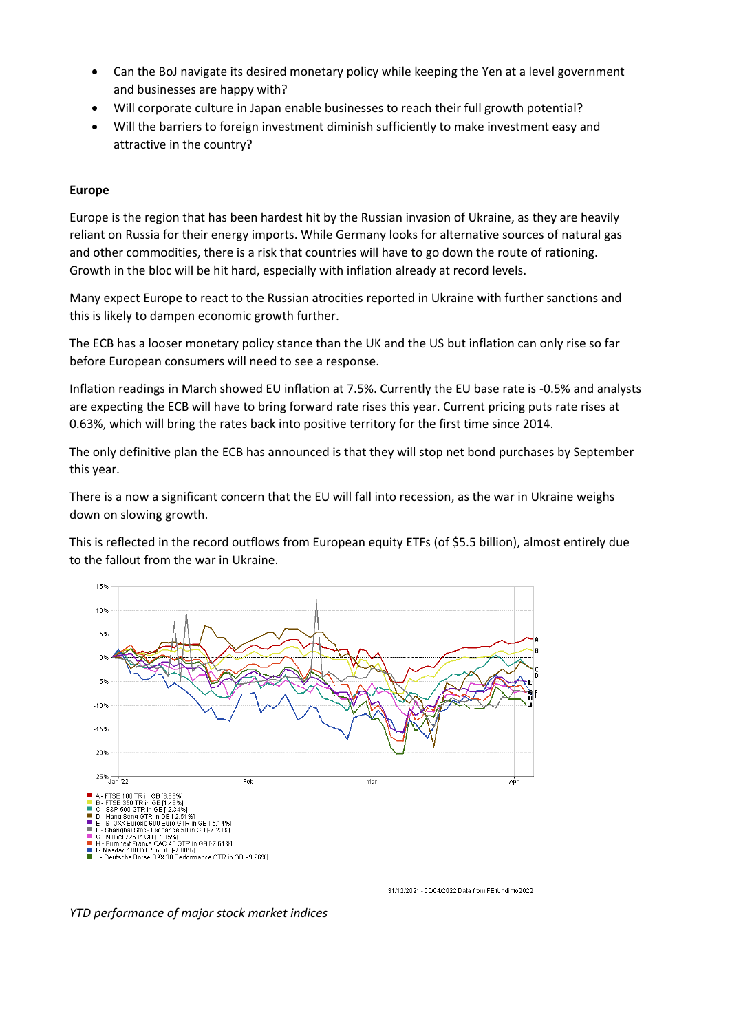- Can the BoJ navigate its desired monetary policy while keeping the Yen at a level government and businesses are happy with?
- Will corporate culture in Japan enable businesses to reach their full growth potential?
- Will the barriers to foreign investment diminish sufficiently to make investment easy and attractive in the country?

**Europe**

Europe is the region that has been hardest hit by the Russian invasion of Ukraine, as they are heavily reliant on Russia for their energy imports. While Germany looks for alternative sources of natural gas and other commodities, there is a risk that countries will have to go down the route of rationing. Growth in the bloc will be hit hard, especially with inflation already at record levels.

Many expect Europe to react to the Russian atrocities reported in Ukraine with further sanctions and this is likely to dampen economic growth further.

The ECB has a looser monetary policy stance than the UK and the US but inflation can only rise so far before European consumers will need to see a response.

Inflation readings in March showed EU inflation at 7.5%. Currently the EU base rate is -0.5% and analysts are expecting the ECB will have to bring forward rate rises this year. Current pricing puts rate rises at 0.63%, which will bring the rates back into positive territory for the first time since 2014.

The only definitive plan the ECB has announced is that they will stop net bond purchases by September this year.

There is a now a significant concern that the EU will fall into recession, as the war in Ukraine weighs down on slowing growth.

This is reflected in the record outflows from European equity ETFs (of $5.5 billion), almost entirely due to the fallout from the war in Ukraine.

- A - FTSE 100 TR in GB [3.86%]
- B - FTSE 350 TR in GB [1.48%]
- C - S&P 500 GTR in GB [-2.34%]
- D - Hang Seng GTR in GB [-2.51%]
- E - STOXX Europe 600 Euro GTR in GB [-5.14%]
- F - Shanghai Stock Exchange 50 in GB [-7.23%]
- G - Nikkei 225 in GB [-7.35%]
- H - Euronext France CAC 40 GTR in GB [-7.61%]
- I - Nasdaq 100 GTR in GB [-7.88%]
- J - Deutsche Borse DAX 30 Performance GTR in GB [-9.96%]

31/12/2021 - 06/04/2022 Data from FE fundinfo2022

*YTD performance of major stock market indices*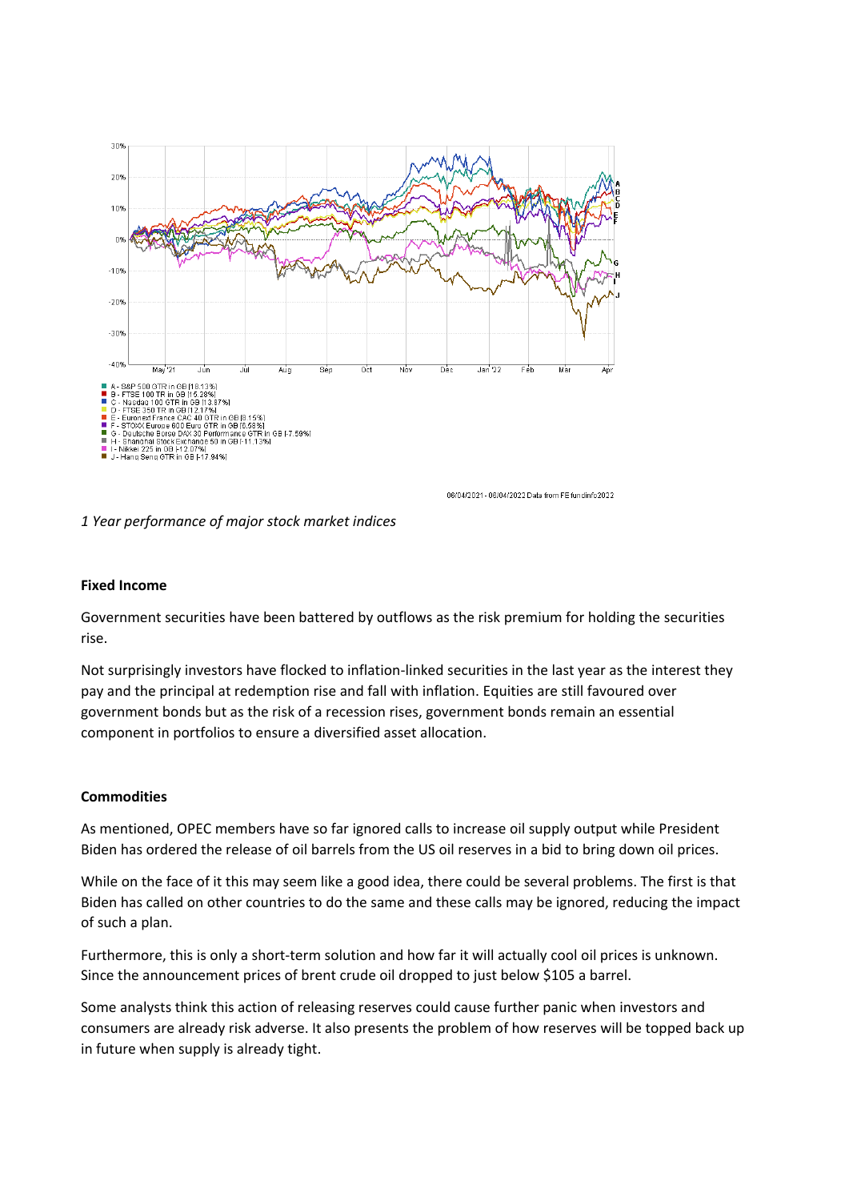*1 Year performance of major stock market indices*

**Fixed Income**

Government securities have been battered by outflows as the risk premium for holding the securities rise.

Not surprisingly investors have flocked to inflation-linked securities in the last year as the interest they pay and the principal at redemption rise and fall with inflation. Equities are still favoured over government bonds but as the risk of a recession rises, government bonds remain an essential component in portfolios to ensure a diversified asset allocation.

**Commodities**

As mentioned, OPEC members have so far ignored calls to increase oil supply output while President Biden has ordered the release of oil barrels from the US oil reserves in a bid to bring down oil prices.

While on the face of it this may seem like a good idea, there could be several problems. The first is that Biden has called on other countries to do the same and these calls may be ignored, reducing the impact of such a plan.

Furthermore, this is only a short-term solution and how far it will actually cool oil prices is unknown. Since the announcement prices of brent crude oil dropped to just below $105 a barrel.

Some analysts think this action of releasing reserves could cause further panic when investors and consumers are already risk adverse. It also presents the problem of how reserves will be topped back up in future when supply is already tight.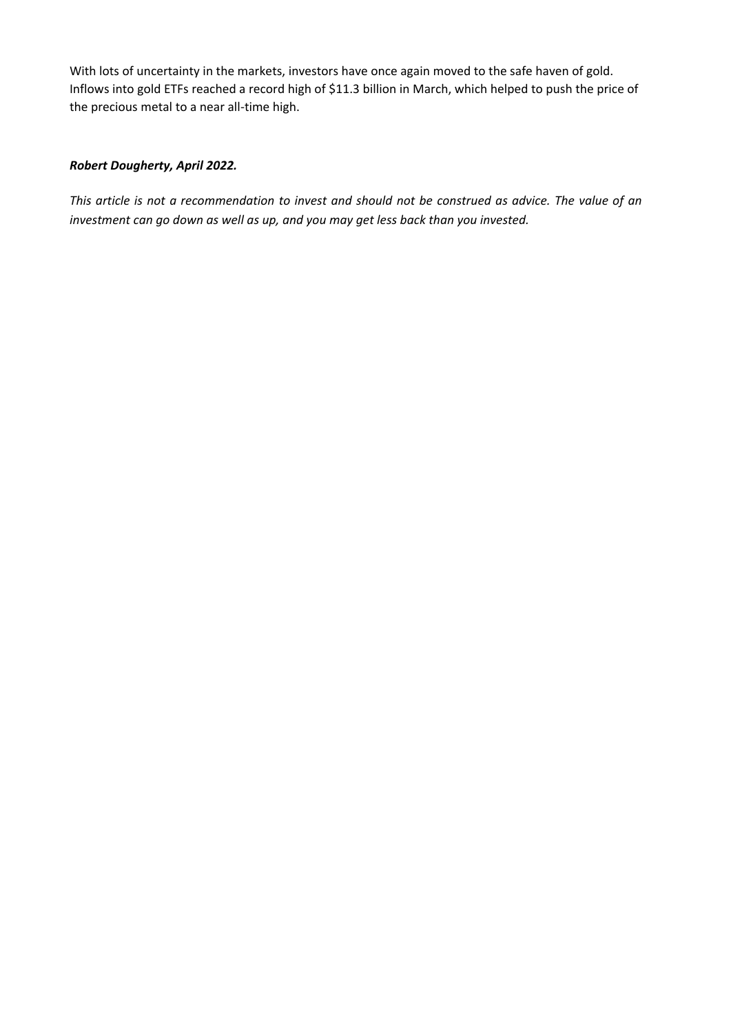With lots of uncertainty in the markets, investors have once again moved to the safe haven of gold. Inflows into gold ETFs reached a record high of $11.3 billion in March, which helped to push the price of the precious metal to a near all-time high.

***Robert Dougherty, April 2022.***

*This article is not a recommendation to invest and should not be construed as advice. The value of an investment can go down as well as up, and you may get less back than you invested.*